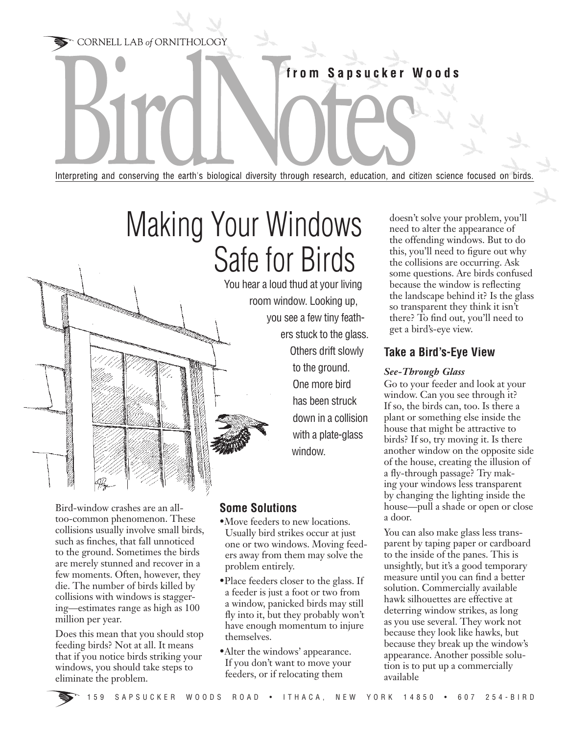CORNELL LAB *of* ORNITHOLOGY

# BirdNotes

**from Sapsucker Woods**

Interpreting and conserving the earth's biological diversity through research, education, and citizen science focused on birds.

## Making Your Windows Safe for Birds

You hear a loud thud at your living room window. Looking up, you see a few tiny feathers stuck to the glass. Others drift slowly to the ground. One more bird has been struck down in a collision with a plate-glass window.

Bird-window crashes are an all-too-common phenomenon. These collisions usually involve small birds, such as finches, that fall unnoticed to the ground. Sometimes the birds are merely stunned and recover in a few moments. Often, however, they die. The number of birds killed by collisions with windows is staggering—estimates range as high as 100 million per year.

Does this mean that you should stop feeding birds? Not at all. It means that if you notice birds striking your windows, you should take steps to eliminate the problem.

### Some Solutions

- Move feeders to new locations. Usually bird strikes occur at just one or two windows. Moving feeders away from them may solve the problem entirely.
- Place feeders closer to the glass. If a feeder is just a foot or two from a window, panicked birds may still fly into it, but they probably won't have enough momentum to injure themselves.
- Alter the windows' appearance. If you don't want to move your feeders, or if relocating them doesn't solve your problem, you'll need to alter the appearance of the offending windows. But to do this, you'll need to figure out why the collisions are occurring. Ask some questions. Are birds confused because the window is reflecting the landscape behind it? Is the glass so transparent they think it isn't there? To find out, you'll need to get a bird's-eye view.

### Take a Bird's-Eye View

***See-Through Glass***

Go to your feeder and look at your window. Can you see through it? If so, the birds can, too. Is there a plant or something else inside the house that might be attractive to birds? If so, try moving it. Is there another window on the opposite side of the house, creating the illusion of a fly-through passage? Try making your windows less transparent by changing the lighting inside the house—pull a shade or open or close a door.

You can also make glass less transparent by taping paper or cardboard to the inside of the panes. This is unsightly, but it's a good temporary measure until you can find a better solution. Commercially available hawk silhouettes are effective at deterring window strikes, as long as you use several. They work not because they look like hawks, but because they break up the window's appearance. Another possible solution is to put up a commercially available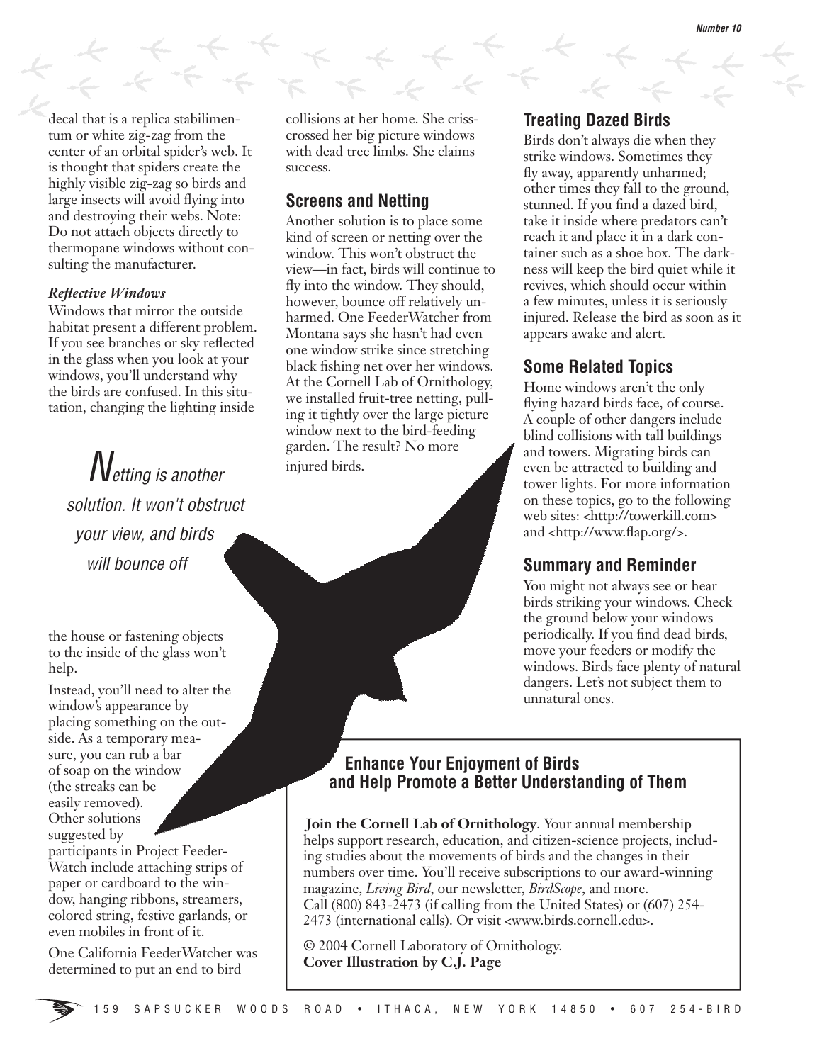decal that is a replica stabilimentum or white zig-zag from the center of an orbital spider's web. It is thought that spiders create the highly visible zig-zag so birds and large insects will avoid flying into and destroying their webs. Note: Do not attach objects directly to thermopane windows without consulting the manufacturer.

### *Reflective Windows*

Windows that mirror the outside habitat present a different problem. If you see branches or sky reflected in the glass when you look at your windows, you'll understand why the birds are confused. In this situation, changing the lighting inside the house or fastening objects to the inside of the glass won't help.

*Netting is another solution. It won't obstruct your view, and birds will bounce off*

Instead, you'll need to alter the window's appearance by placing something on the outside. As a temporary measure, you can rub a bar of soap on the window (the streaks can be easily removed). Other solutions suggested by participants in Project FeederWatch include attaching strips of paper or cardboard to the window, hanging ribbons, streamers, colored string, festive garlands, or even mobiles in front of it.

One California FeederWatcher was determined to put an end to bird collisions at her home. She crisscrossed her big picture windows with dead tree limbs. She claims success.

## Screens and Netting

Another solution is to place some kind of screen or netting over the window. This won't obstruct the view—in fact, birds will continue to fly into the window. They should, however, bounce off relatively unharmed. One FeederWatcher from Montana says she hasn't had even one window strike since stretching black fishing net over her windows. At the Cornell Lab of Ornithology, we installed fruit-tree netting, pulling it tightly over the large picture window next to the bird-feeding garden. The result? No more injured birds.

## Treating Dazed Birds

Birds don't always die when they strike windows. Sometimes they fly away, apparently unharmed; other times they fall to the ground, stunned. If you find a dazed bird, take it inside where predators can't reach it and place it in a dark container such as a shoe box. The darkness will keep the bird quiet while it revives, which should occur within a few minutes, unless it is seriously injured. Release the bird as soon as it appears awake and alert.

## Some Related Topics

Home windows aren't the only flying hazard birds face, of course. A couple of other dangers include blind collisions with tall buildings and towers. Migrating birds can even be attracted to building and tower lights. For more information on these topics, go to the following web sites: <http://towerkill.com> and <http://www.flap.org/>.

## Summary and Reminder

You might not always see or hear birds striking your windows. Check the ground below your windows periodically. If you find dead birds, move your feeders or modify the windows. Birds face plenty of natural dangers. Let's not subject them to unnatural ones.

## Enhance Your Enjoyment of Birds and Help Promote a Better Understanding of Them

**Join the Cornell Lab of Ornithology**. Your annual membership helps support research, education, and citizen-science projects, including studies about the movements of birds and the changes in their numbers over time. You'll receive subscriptions to our award-winning magazine, *Living Bird*, our newsletter, *BirdScope*, and more. Call (800) 843-2473 (if calling from the United States) or (607) 254-2473 (international calls). Or visit <www.birds.cornell.edu>.

© 2004 Cornell Laboratory of Ornithology.
**Cover Illustration by C.J. Page**

159 SAPSUCKER WOODS ROAD • ITHACA, NEW YORK 14850 • 607 254-BIRD